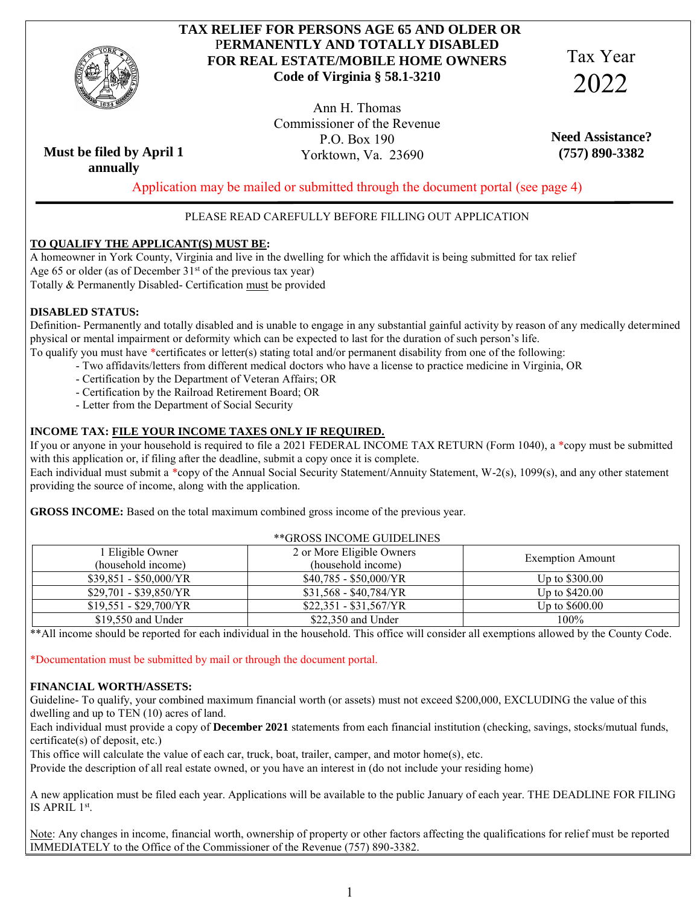# TAX RELIEF FOR PERSONS AGE 65 AND OLDER OR PERMANENTLY AND TOTALLY DISABLED FOR REAL ESTATE/MOBILE HOME OWNERS

**Code of Virginia § 58.1-3210**

Tax Year 2022

Ann H. Thomas
Commissioner of the Revenue
P.O. Box 190
Yorktown, Va. 23690

**Must be filed by April 1 annually**

**Need Assistance? (757) 890-3382**

Application may be mailed or submitted through the document portal (see page 4)

---

PLEASE READ CAREFULLY BEFORE FILLING OUT APPLICATION

**TO QUALIFY THE APPLICANT(S) MUST BE:**

A homeowner in York County, Virginia and live in the dwelling for which the affidavit is being submitted for tax relief
Age 65 or older (as of December 31st of the previous tax year)
Totally & Permanently Disabled- Certification must be provided

**DISABLED STATUS:**

Definition- Permanently and totally disabled and is unable to engage in any substantial gainful activity by reason of any medically determined physical or mental impairment or deformity which can be expected to last for the duration of such person's life.

To qualify you must have *certificates or letter(s) stating total and/or permanent disability from one of the following:

- Two affidavits/letters from different medical doctors who have a license to practice medicine in Virginia, OR
- Certification by the Department of Veteran Affairs; OR
- Certification by the Railroad Retirement Board; OR
- Letter from the Department of Social Security

**INCOME TAX: FILE YOUR INCOME TAXES ONLY IF REQUIRED.**

If you or anyone in your household is required to file a 2021 FEDERAL INCOME TAX RETURN (Form 1040), a *copy must be submitted with this application or, if filing after the deadline, submit a copy once it is complete.

Each individual must submit a *copy of the Annual Social Security Statement/Annuity Statement, W-2(s), 1099(s), and any other statement providing the source of income, along with the application.

**GROSS INCOME:** Based on the total maximum combined gross income of the previous year.

**GROSS INCOME GUIDELINES

| 1 Eligible Owner (household income) | 2 or More Eligible Owners (household income) | Exemption Amount |
|---|---|---|
| $39,851 - $50,000/YR | $40,785 - $50,000/YR | Up to $300.00 |
| $29,701 - $39,850/YR | $31,568 - $40,784/YR | Up to $420.00 |
| $19,551 - $29,700/YR | $22,351 - $31,567/YR | Up to $600.00 |
| $19,550 and Under | $22,350 and Under | 100% |

**All income should be reported for each individual in the household. This office will consider all exemptions allowed by the County Code.

*Documentation must be submitted by mail or through the document portal.

**FINANCIAL WORTH/ASSETS:**

Guideline- To qualify, your combined maximum financial worth (or assets) must not exceed $200,000, EXCLUDING the value of this dwelling and up to TEN (10) acres of land.

Each individual must provide a copy of **December 2021** statements from each financial institution (checking, savings, stocks/mutual funds, certificate(s) of deposit, etc.)

This office will calculate the value of each car, truck, boat, trailer, camper, and motor home(s), etc.

Provide the description of all real estate owned, or you have an interest in (do not include your residing home)

A new application must be filed each year. Applications will be available to the public January of each year. THE DEADLINE FOR FILING IS APRIL 1st.

Note: Any changes in income, financial worth, ownership of property or other factors affecting the qualifications for relief must be reported IMMEDIATELY to the Office of the Commissioner of the Revenue (757) 890-3382.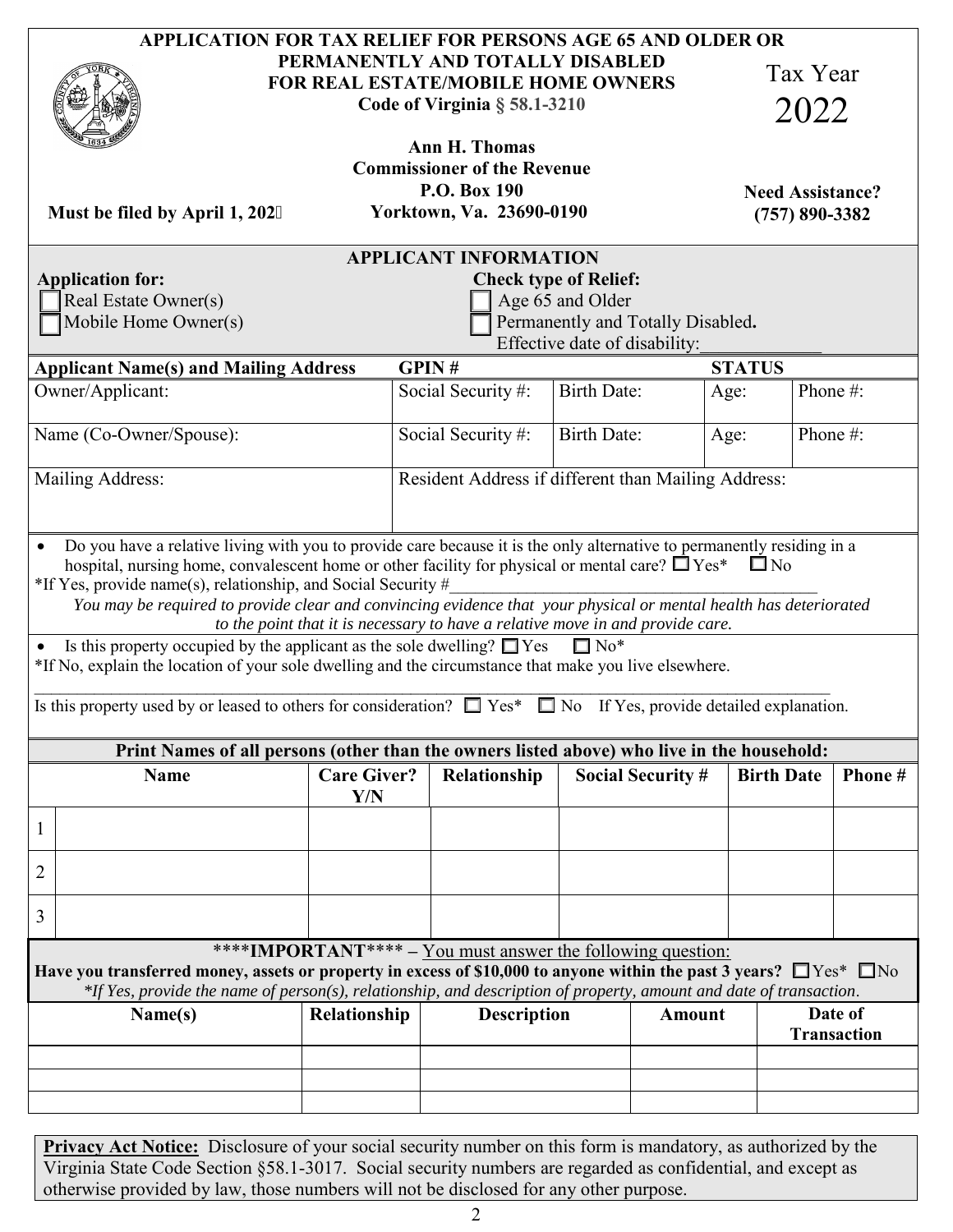# APPLICATION FOR TAX RELIEF FOR PERSONS AGE 65 AND OLDER OR PERMANENTLY AND TOTALLY DISABLED FOR REAL ESTATE/MOBILE HOME OWNERS

**Code of Virginia § 58.1-3210**

Tax Year 2022

**Ann H. Thomas**
**Commissioner of the Revenue**
**P.O. Box 190**
**Yorktown, Va. 23690-0190**

**Must be filed by April 1, 2022**

**Need Assistance?**
**(757) 890-3382**

## APPLICANT INFORMATION

**Application for:**
- ☐ Real Estate Owner(s)
- ☐ Mobile Home Owner(s)

**Check type of Relief:**
- ☐ Age 65 and Older
- ☐ Permanently and Totally Disabled**.**
  Effective date of disability:______________

| Applicant Name(s) and Mailing Address | GPIN # | | STATUS | |
|---|---|---|---|---|
| Owner/Applicant: | Social Security #: | Birth Date: | Age: | Phone #: |
| Name (Co-Owner/Spouse): | Social Security #: | Birth Date: | Age: | Phone #: |
| Mailing Address: | Resident Address if different than Mailing Address: | | | |

- Do you have a relative living with you to provide care because it is the only alternative to permanently residing in a hospital, nursing home, convalescent home or other facility for physical or mental care? ☐ Yes* ☐ No

*If Yes, provide name(s), relationship, and Social Security #_____________________________________________

*You may be required to provide clear and convincing evidence that your physical or mental health has deteriorated to the point that it is necessary to have a relative move in and provide care.*

- Is this property occupied by the applicant as the sole dwelling? ☐ Yes ☐ No*

*If No, explain the location of your sole dwelling and the circumstance that make you live elsewhere.

_____________________________________________________________________________________________

Is this property used by or leased to others for consideration? ☐ Yes* ☐ No If Yes, provide detailed explanation.

**Print Names of all persons (other than the owners listed above) who live in the household:**

| | Name | Care Giver? Y/N | Relationship | Social Security # | Birth Date | Phone # |
|---|---|---|---|---|---|---|
| 1 | | | | | | |
| 2 | | | | | | |
| 3 | | | | | | |

\*\*\*\***IMPORTANT**\*\*\*\* – You must answer the following question:

**Have you transferred money, assets or property in excess of $10,000 to anyone within the past 3 years?** ☐ Yes* ☐ No

*\*If Yes, provide the name of person(s), relationship, and description of property, amount and date of transaction.*

| Name(s) | Relationship | Description | Amount | Date of Transaction |
|---|---|---|---|---|
| | | | | |
| | | | | |
| | | | | |

**Privacy Act Notice:** Disclosure of your social security number on this form is mandatory, as authorized by the Virginia State Code Section §58.1-3017. Social security numbers are regarded as confidential, and except as otherwise provided by law, those numbers will not be disclosed for any other purpose.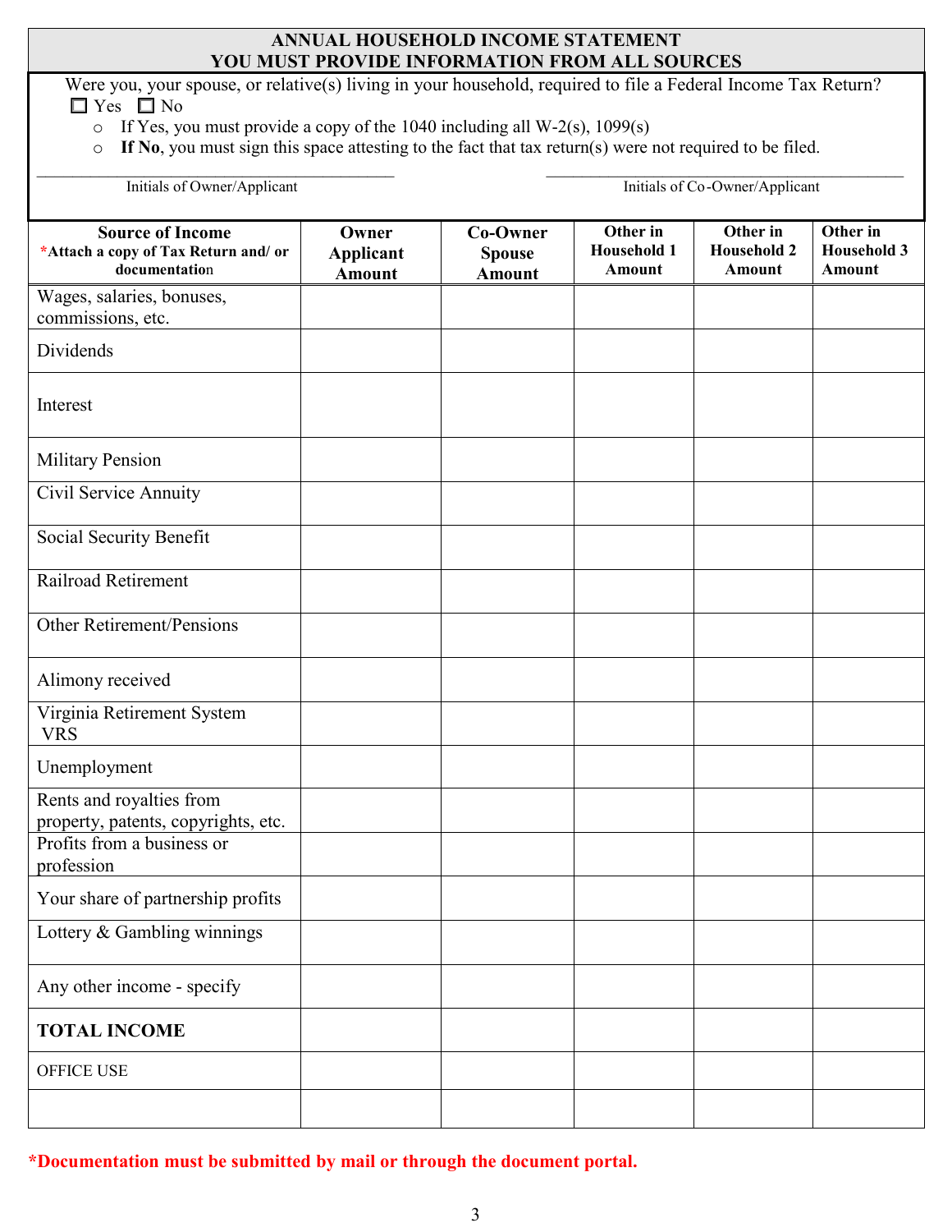## ANNUAL HOUSEHOLD INCOME STATEMENT
## YOU MUST PROVIDE INFORMATION FROM ALL SOURCES

Were you, your spouse, or relative(s) living in your household, required to file a Federal Income Tax Return?
☐ Yes ☐ No

- If Yes, you must provide a copy of the 1040 including all W-2(s), 1099(s)
- **If No**, you must sign this space attesting to the fact that tax return(s) were not required to be filed.

_______________________________ Initials of Owner/Applicant

_______________________________ Initials of Co-Owner/Applicant

| Source of Income *Attach a copy of Tax Return and/ or documentation | Owner Applicant Amount | Co-Owner Spouse Amount | Other in Household 1 Amount | Other in Household 2 Amount | Other in Household 3 Amount |
|---|---|---|---|---|---|
| Wages, salaries, bonuses, commissions, etc. | | | | | |
| Dividends | | | | | |
| Interest | | | | | |
| Military Pension | | | | | |
| Civil Service Annuity | | | | | |
| Social Security Benefit | | | | | |
| Railroad Retirement | | | | | |
| Other Retirement/Pensions | | | | | |
| Alimony received | | | | | |
| Virginia Retirement System VRS | | | | | |
| Unemployment | | | | | |
| Rents and royalties from property, patents, copyrights, etc. | | | | | |
| Profits from a business or profession | | | | | |
| Your share of partnership profits | | | | | |
| Lottery & Gambling winnings | | | | | |
| Any other income - specify | | | | | |
| **TOTAL INCOME** | | | | | |
| OFFICE USE | | | | | |
| | | | | | |

***Documentation must be submitted by mail or through the document portal.**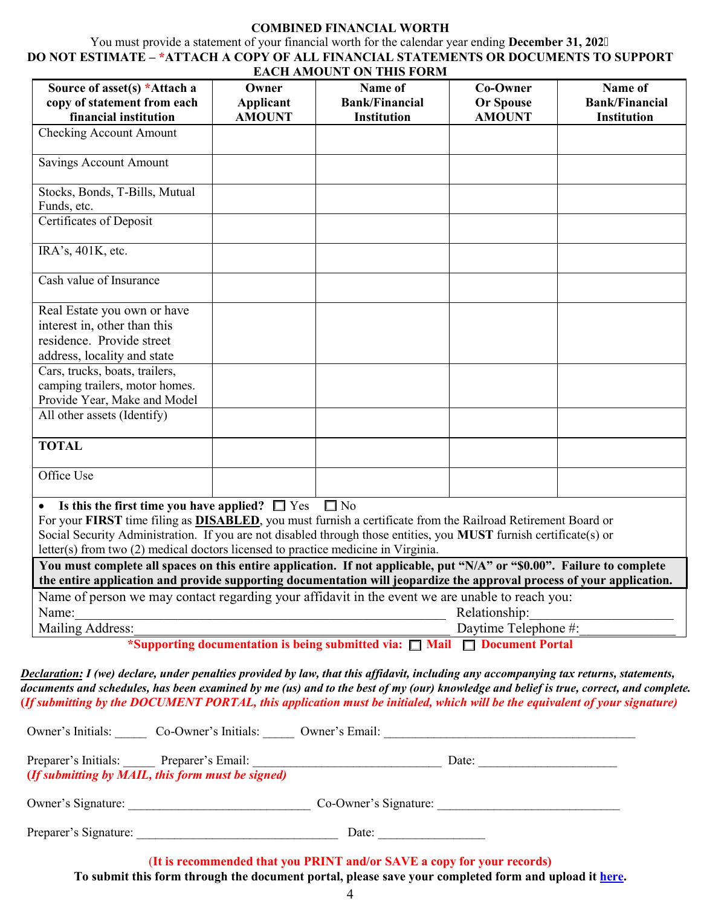**COMBINED FINANCIAL WORTH**

You must provide a statement of your financial worth for the calendar year ending **December 31, 202_**

**DO NOT ESTIMATE – *ATTACH A COPY OF ALL FINANCIAL STATEMENTS OR DOCUMENTS TO SUPPORT EACH AMOUNT ON THIS FORM**

| Source of asset(s) *Attach a copy of statement from each financial institution | Owner Applicant AMOUNT | Name of Bank/Financial Institution | Co-Owner Or Spouse AMOUNT | Name of Bank/Financial Institution |
|---|---|---|---|---|
| Checking Account Amount | | | | |
| Savings Account Amount | | | | |
| Stocks, Bonds, T-Bills, Mutual Funds, etc. | | | | |
| Certificates of Deposit | | | | |
| IRA's, 401K, etc. | | | | |
| Cash value of Insurance | | | | |
| Real Estate you own or have interest in, other than this residence. Provide street address, locality and state | | | | |
| Cars, trucks, boats, trailers, camping trailers, motor homes. Provide Year, Make and Model | | | | |
| All other assets (Identify) | | | | |
| **TOTAL** | | | | |
| Office Use | | | | |

- **Is this the first time you have applied?** ☐ Yes ☐ No

For your **FIRST** time filing as **DISABLED**, you must furnish a certificate from the Railroad Retirement Board or Social Security Administration. If you are not disabled through those entities, you **MUST** furnish certificate(s) or letter(s) from two (2) medical doctors licensed to practice medicine in Virginia.

**You must complete all spaces on this entire application. If not applicable, put "N/A" or "$0.00". Failure to complete the entire application and provide supporting documentation will jeopardize the approval process of your application.**

Name of person we may contact regarding your affidavit in the event we are unable to reach you:

Name:\_\_\_\_\_\_\_\_\_\_\_\_\_\_\_\_\_\_\_\_\_\_\_\_\_\_\_\_\_\_\_\_\_\_\_\_\_\_\_\_ Relationship:\_\_\_\_\_\_\_\_\_\_\_\_\_\_\_\_

Mailing Address:\_\_\_\_\_\_\_\_\_\_\_\_\_\_\_\_\_\_\_\_\_\_\_\_\_\_\_\_\_\_\_\_\_\_\_\_ Daytime Telephone #:\_\_\_\_\_\_\_\_\_\_\_\_

**\*Supporting documentation is being submitted via: ☐ Mail ☐ Document Portal**

***Declaration:* I (we) declare, under penalties provided by law, that this affidavit, including any accompanying tax returns, statements, documents and schedules, has been examined by me (us) and to the best of my (our) knowledge and belief is true, correct, and complete. (If submitting by the DOCUMENT PORTAL, this application must be initialed, which will be the equivalent of your signature)**

Owner's Initials: \_\_\_\_\_ Co-Owner's Initials: \_\_\_\_\_ Owner's Email: \_\_\_\_\_\_\_\_\_\_\_\_\_\_\_\_\_\_\_\_\_\_\_\_\_\_\_\_\_\_\_\_

Preparer's Initials: \_\_\_\_\_ Preparer's Email: \_\_\_\_\_\_\_\_\_\_\_\_\_\_\_\_\_\_\_\_\_\_\_\_ Date: \_\_\_\_\_\_\_\_\_\_\_\_\_\_\_\_\_\_

***(If submitting by MAIL, this form must be signed)***

Owner's Signature: \_\_\_\_\_\_\_\_\_\_\_\_\_\_\_\_\_\_\_\_\_\_\_\_ Co-Owner's Signature: \_\_\_\_\_\_\_\_\_\_\_\_\_\_\_\_\_\_\_\_\_\_\_\_

Preparer's Signature: \_\_\_\_\_\_\_\_\_\_\_\_\_\_\_\_\_\_\_\_\_\_\_\_\_\_ Date: \_\_\_\_\_\_\_\_\_\_\_\_\_\_

**(It is recommended that you PRINT and/or SAVE a copy for your records)**

**To submit this form through the document portal, please save your completed form and upload it here.**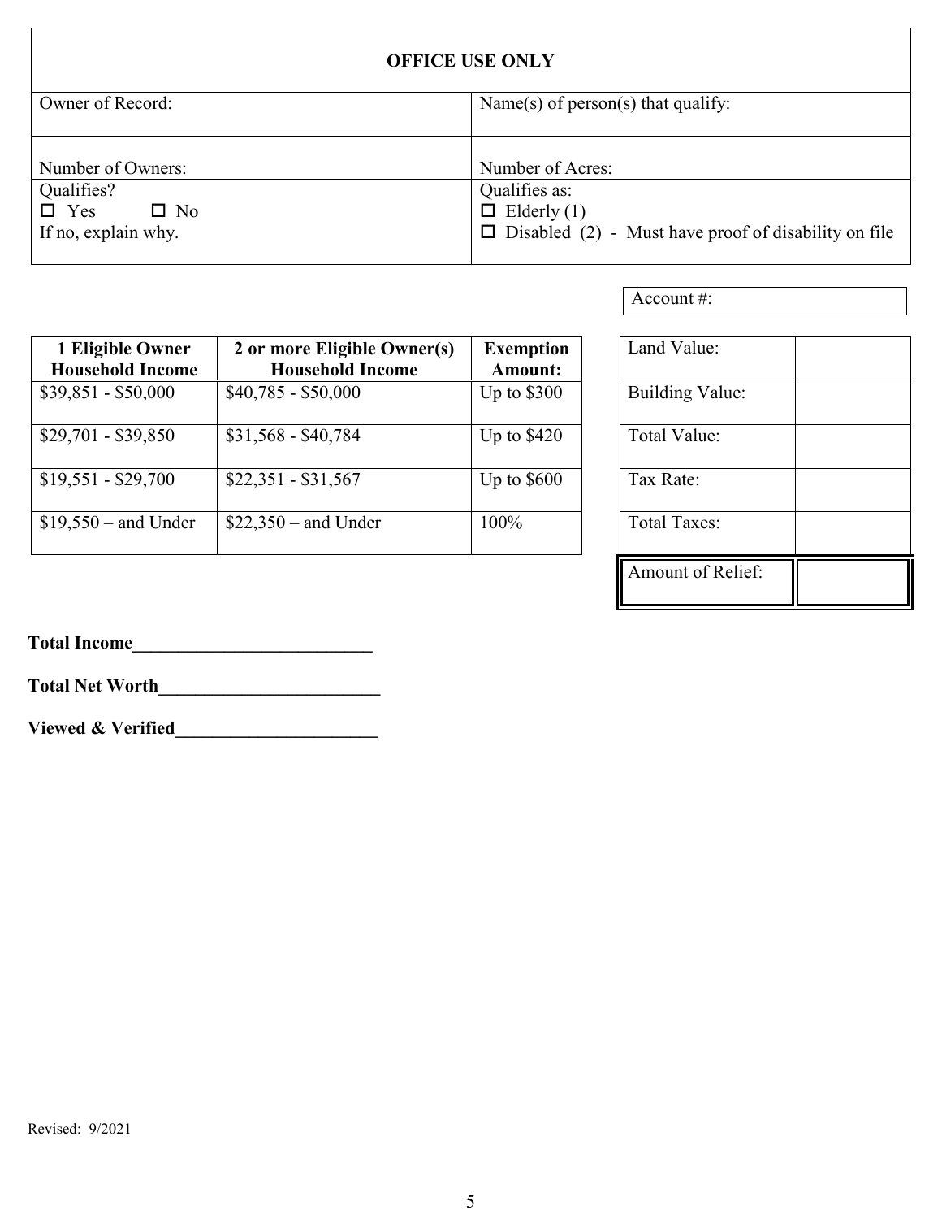| OFFICE USE ONLY | |
|---|---|
| Owner of Record: | Name(s) of person(s) that qualify: |
| Number of Owners: | Number of Acres: |
| Qualifies?<br>☐ Yes ☐ No<br>If no, explain why. | Qualifies as:<br>☐ Elderly (1)<br>☐ Disabled (2) - Must have proof of disability on file |

Account #:

| 1 Eligible Owner Household Income | 2 or more Eligible Owner(s) Household Income | Exemption Amount: |
|---|---|---|
| $39,851 - $50,000 | $40,785 - $50,000 | Up to $300 |
| $29,701 - $39,850 | $31,568 - $40,784 | Up to $420 |
| $19,551 - $29,700 | $22,351 - $31,567 | Up to $600 |
| $19,550 – and Under | $22,350 – and Under | 100% |

| | |
|---|---|
| Land Value: | |
| Building Value: | |
| Total Value: | |
| Tax Rate: | |
| Total Taxes: | |
| Amount of Relief: | |

**Total Income**__________________________

**Total Net Worth**________________________

**Viewed & Verified**______________________

Revised: 9/2021